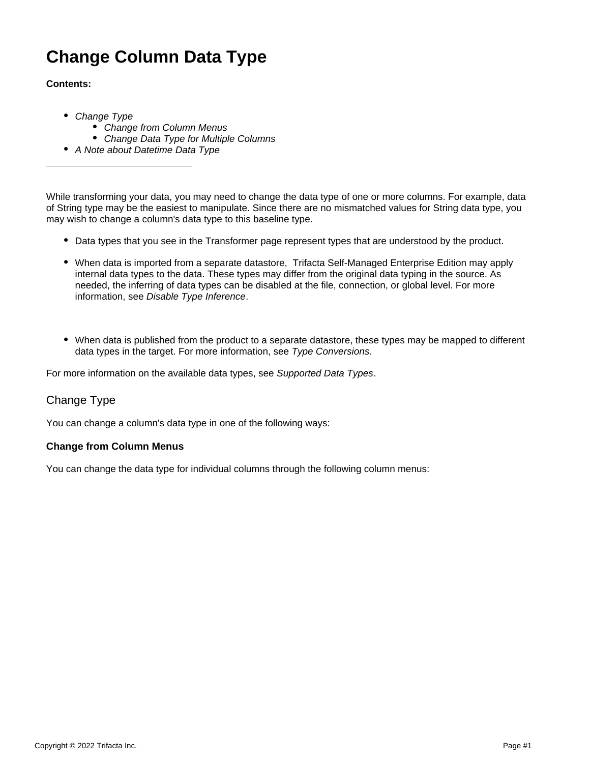# Change Column Data Type

**Contents:**

- *Change Type*
  - *Change from Column Menus*
  - *Change Data Type for Multiple Columns*
- *A Note about Datetime Data Type*

---

While transforming your data, you may need to change the data type of one or more columns. For example, data of String type may be the easiest to manipulate. Since there are no mismatched values for String data type, you may wish to change a column's data type to this baseline type.

- Data types that you see in the Transformer page represent types that are understood by the product.
- When data is imported from a separate datastore, Trifacta Self-Managed Enterprise Edition may apply internal data types to the data. These types may differ from the original data typing in the source. As needed, the inferring of data types can be disabled at the file, connection, or global level. For more information, see *Disable Type Inference*.
- When data is published from the product to a separate datastore, these types may be mapped to different data types in the target. For more information, see *Type Conversions*.

For more information on the available data types, see *Supported Data Types*.

## Change Type

You can change a column's data type in one of the following ways:

### Change from Column Menus

You can change the data type for individual columns through the following column menus: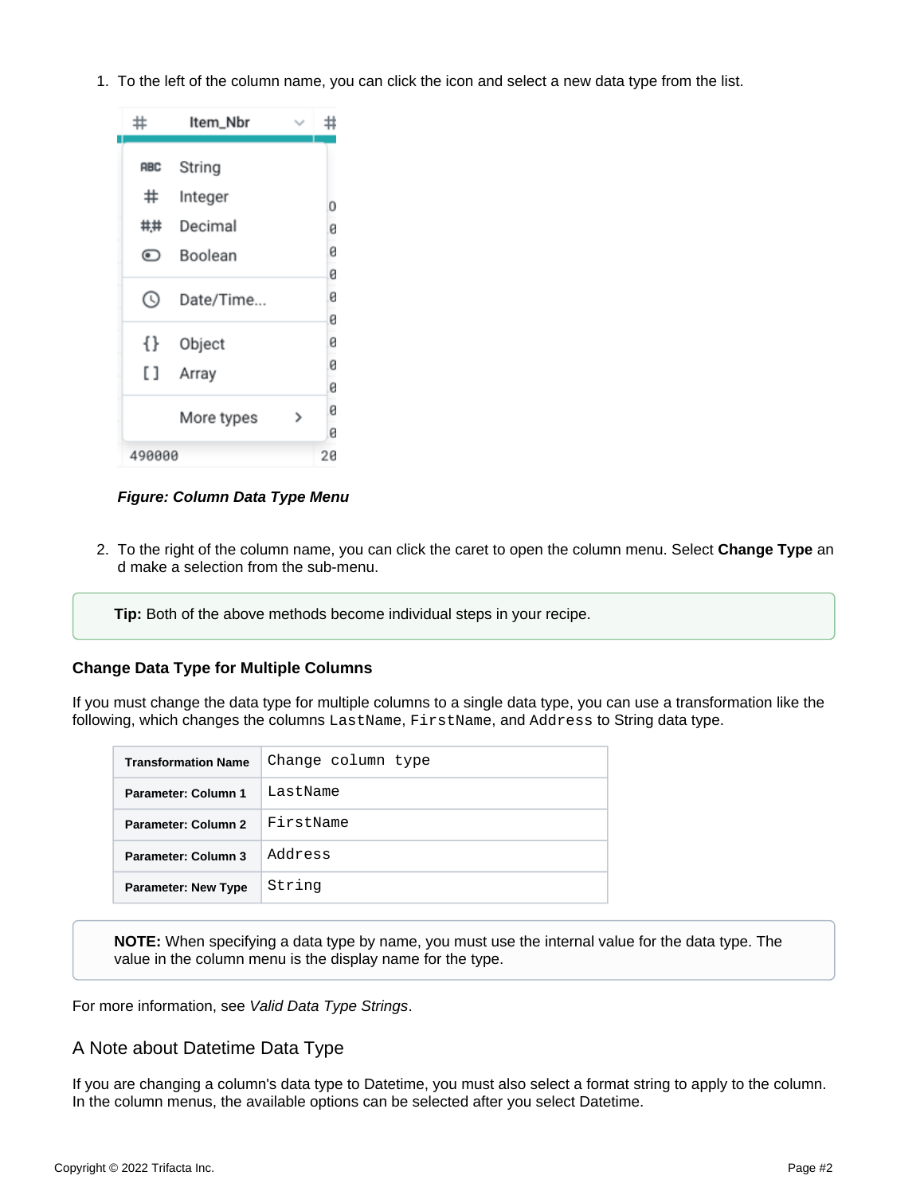1. To the left of the column name, you can click the icon and select a new data type from the list.

*Figure: Column Data Type Menu*

2. To the right of the column name, you can click the caret to open the column menu. Select **Change Type** and make a selection from the sub-menu.

**Tip:** Both of the above methods become individual steps in your recipe.

### Change Data Type for Multiple Columns

If you must change the data type for multiple columns to a single data type, you can use a transformation like the following, which changes the columns `LastName`, `FirstName`, and `Address` to String data type.

| Transformation Name | `Change column type` |
|---|---|
| **Parameter: Column 1** | `LastName` |
| **Parameter: Column 2** | `FirstName` |
| **Parameter: Column 3** | `Address` |
| **Parameter: New Type** | `String` |

**NOTE:** When specifying a data type by name, you must use the internal value for the data type. The value in the column menu is the display name for the type.

For more information, see *Valid Data Type Strings*.

## A Note about Datetime Data Type

If you are changing a column's data type to Datetime, you must also select a format string to apply to the column. In the column menus, the available options can be selected after you select Datetime.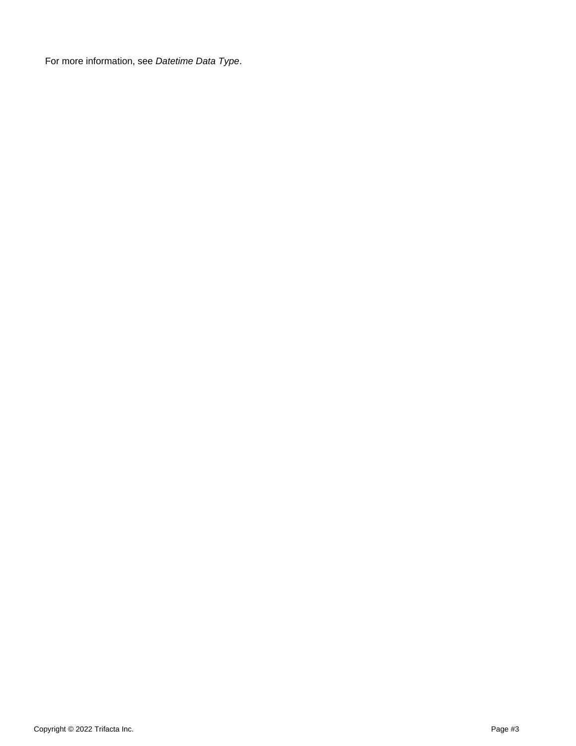For more information, see *Datetime Data Type*.